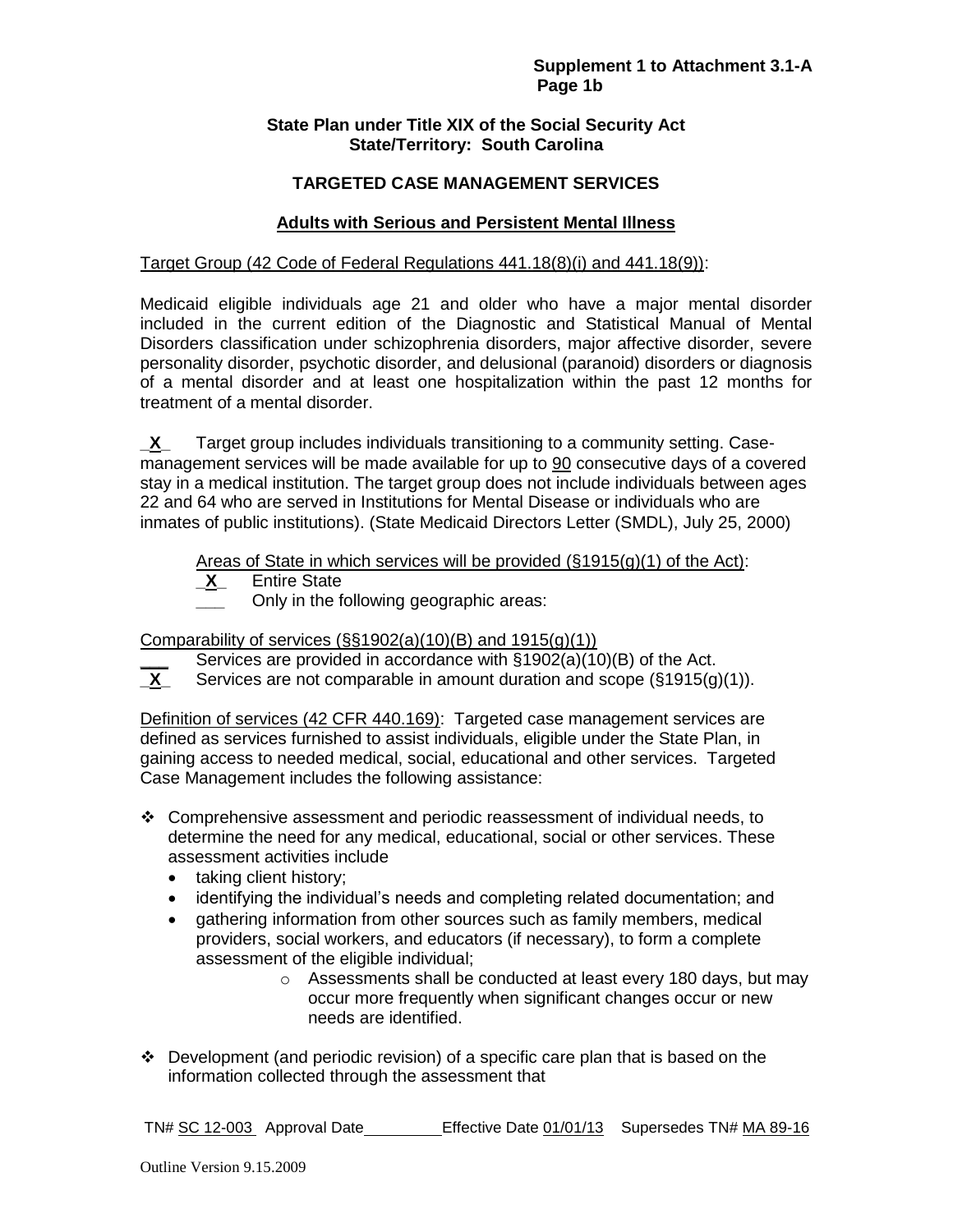**Supplement 1 to Attachment 3.1-A**
**Page 1b**

**State Plan under Title XIX of the Social Security Act**
**State/Territory: South Carolina**

**TARGETED CASE MANAGEMENT SERVICES**

**Adults with Serious and Persistent Mental Illness**

Target Group (42 Code of Federal Regulations 441.18(8)(i) and 441.18(9)):

Medicaid eligible individuals age 21 and older who have a major mental disorder included in the current edition of the Diagnostic and Statistical Manual of Mental Disorders classification under schizophrenia disorders, major affective disorder, severe personality disorder, psychotic disorder, and delusional (paranoid) disorders or diagnosis of a mental disorder and at least one hospitalization within the past 12 months for treatment of a mental disorder.

_X_ Target group includes individuals transitioning to a community setting. Case-management services will be made available for up to 90 consecutive days of a covered stay in a medical institution. The target group does not include individuals between ages 22 and 64 who are served in Institutions for Mental Disease or individuals who are inmates of public institutions). (State Medicaid Directors Letter (SMDL), July 25, 2000)

Areas of State in which services will be provided (§1915(g)(1) of the Act):

_X_ Entire State

___ Only in the following geographic areas:

Comparability of services (§§1902(a)(10)(B) and 1915(g)(1))

___ Services are provided in accordance with §1902(a)(10)(B) of the Act.

_X_ Services are not comparable in amount duration and scope (§1915(g)(1)).

Definition of services (42 CFR 440.169): Targeted case management services are defined as services furnished to assist individuals, eligible under the State Plan, in gaining access to needed medical, social, educational and other services. Targeted Case Management includes the following assistance:

- Comprehensive assessment and periodic reassessment of individual needs, to determine the need for any medical, educational, social or other services. These assessment activities include
  - taking client history;
  - identifying the individual's needs and completing related documentation; and
  - gathering information from other sources such as family members, medical providers, social workers, and educators (if necessary), to form a complete assessment of the eligible individual;
    - Assessments shall be conducted at least every 180 days, but may occur more frequently when significant changes occur or new needs are identified.
- Development (and periodic revision) of a specific care plan that is based on the information collected through the assessment that

TN# SC 12-003 Approval Date_________ Effective Date 01/01/13 Supersedes TN# MA 89-16

Outline Version 9.15.2009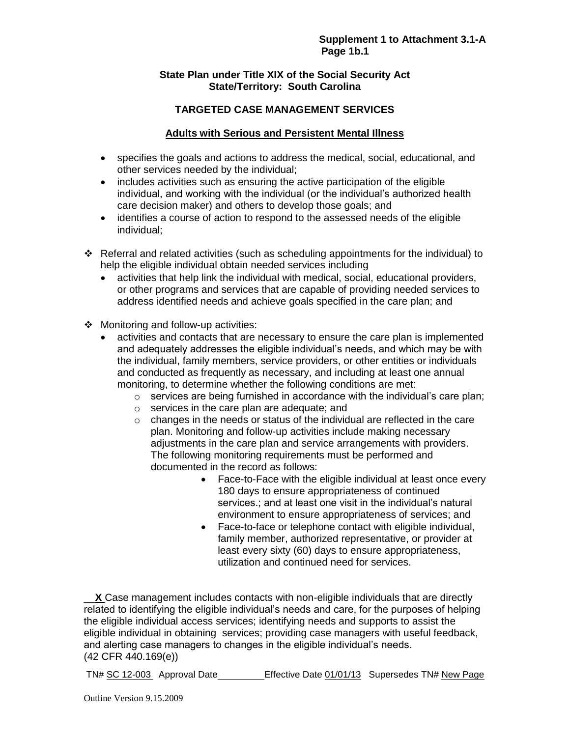**State Plan under Title XIX of the Social Security Act**
**State/Territory: South Carolina**

## TARGETED CASE MANAGEMENT SERVICES

### Adults with Serious and Persistent Mental Illness

- specifies the goals and actions to address the medical, social, educational, and other services needed by the individual;
- includes activities such as ensuring the active participation of the eligible individual, and working with the individual (or the individual's authorized health care decision maker) and others to develop those goals; and
- identifies a course of action to respond to the assessed needs of the eligible individual;

❖ Referral and related activities (such as scheduling appointments for the individual) to help the eligible individual obtain needed services including
  - activities that help link the individual with medical, social, educational providers, or other programs and services that are capable of providing needed services to address identified needs and achieve goals specified in the care plan; and

❖ Monitoring and follow-up activities:
  - activities and contacts that are necessary to ensure the care plan is implemented and adequately addresses the eligible individual's needs, and which may be with the individual, family members, service providers, or other entities or individuals and conducted as frequently as necessary, and including at least one annual monitoring, to determine whether the following conditions are met:
    - services are being furnished in accordance with the individual's care plan;
    - services in the care plan are adequate; and
    - changes in the needs or status of the individual are reflected in the care plan. Monitoring and follow-up activities include making necessary adjustments in the care plan and service arrangements with providers. The following monitoring requirements must be performed and documented in the record as follows:
      - Face-to-Face with the eligible individual at least once every 180 days to ensure appropriateness of continued services.; and at least one visit in the individual's natural environment to ensure appropriateness of services; and
      - Face-to-face or telephone contact with eligible individual, family member, authorized representative, or provider at least every sixty (60) days to ensure appropriateness, utilization and continued need for services.

__**X**__ Case management includes contacts with non-eligible individuals that are directly related to identifying the eligible individual's needs and care, for the purposes of helping the eligible individual access services; identifying needs and supports to assist the eligible individual in obtaining services; providing case managers with useful feedback, and alerting case managers to changes in the eligible individual's needs.
(42 CFR 440.169(e))

TN# SC 12-003 Approval Date\_\_\_\_\_\_\_\_\_ Effective Date 01/01/13 Supersedes TN# New Page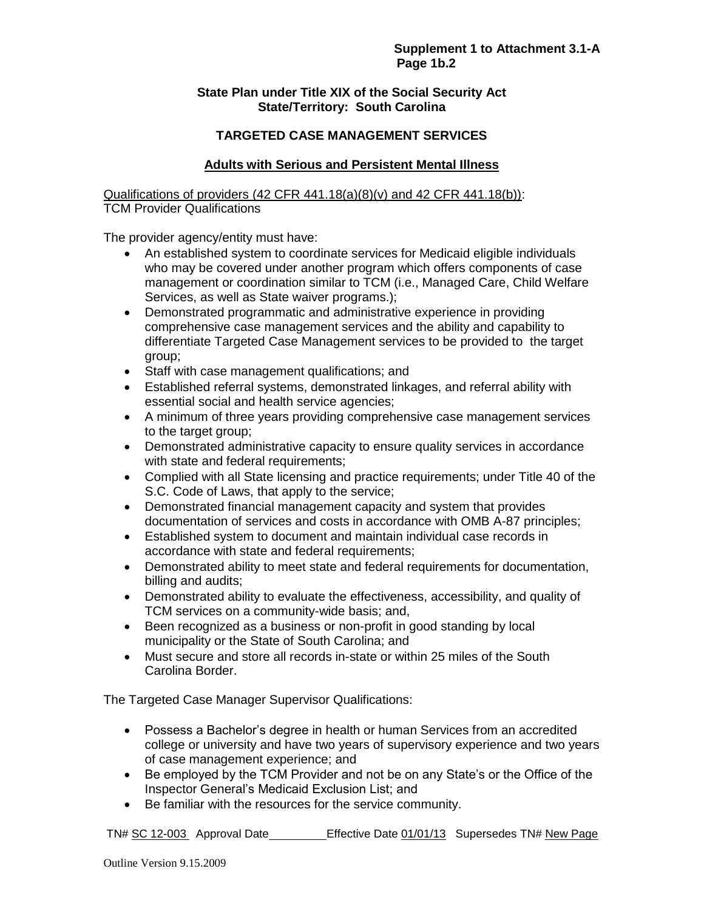**State Plan under Title XIX of the Social Security Act**
**State/Territory: South Carolina**

## TARGETED CASE MANAGEMENT SERVICES

### Adults with Serious and Persistent Mental Illness

Qualifications of providers (42 CFR 441.18(a)(8)(v) and 42 CFR 441.18(b)):
TCM Provider Qualifications

The provider agency/entity must have:

- An established system to coordinate services for Medicaid eligible individuals who may be covered under another program which offers components of case management or coordination similar to TCM (i.e., Managed Care, Child Welfare Services, as well as State waiver programs.);
- Demonstrated programmatic and administrative experience in providing comprehensive case management services and the ability and capability to differentiate Targeted Case Management services to be provided to the target group;
- Staff with case management qualifications; and
- Established referral systems, demonstrated linkages, and referral ability with essential social and health service agencies;
- A minimum of three years providing comprehensive case management services to the target group;
- Demonstrated administrative capacity to ensure quality services in accordance with state and federal requirements;
- Complied with all State licensing and practice requirements; under Title 40 of the S.C. Code of Laws, that apply to the service;
- Demonstrated financial management capacity and system that provides documentation of services and costs in accordance with OMB A-87 principles;
- Established system to document and maintain individual case records in accordance with state and federal requirements;
- Demonstrated ability to meet state and federal requirements for documentation, billing and audits;
- Demonstrated ability to evaluate the effectiveness, accessibility, and quality of TCM services on a community-wide basis; and,
- Been recognized as a business or non-profit in good standing by local municipality or the State of South Carolina; and
- Must secure and store all records in-state or within 25 miles of the South Carolina Border.

The Targeted Case Manager Supervisor Qualifications:

- Possess a Bachelor's degree in health or human Services from an accredited college or university and have two years of supervisory experience and two years of case management experience; and
- Be employed by the TCM Provider and not be on any State's or the Office of the Inspector General's Medicaid Exclusion List; and
- Be familiar with the resources for the service community.

TN# SC 12-003 Approval Date \_\_\_\_\_\_\_\_ Effective Date 01/01/13 Supersedes TN# New Page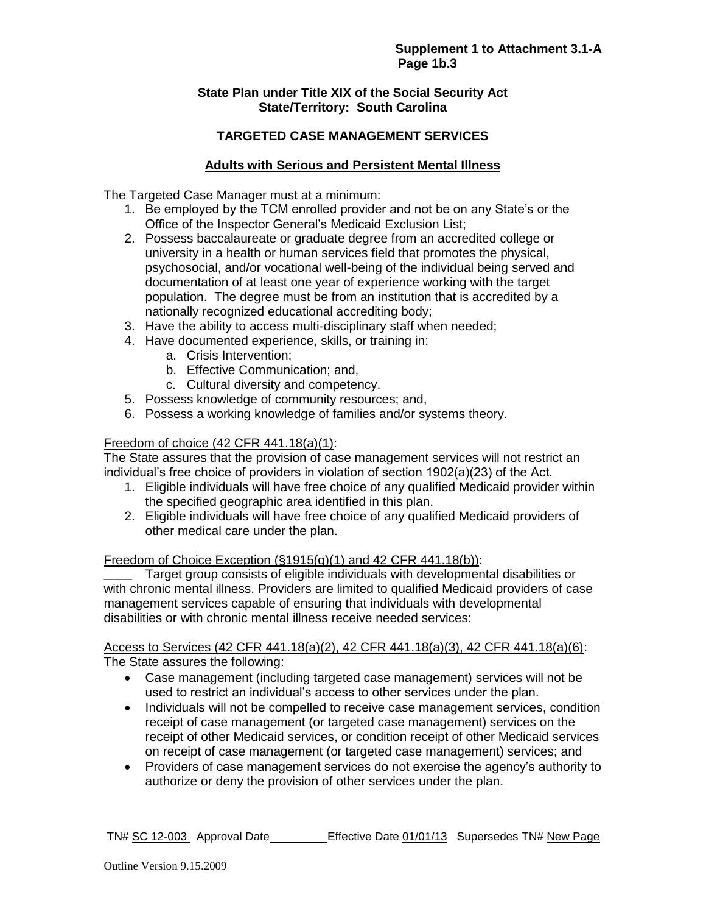**State Plan under Title XIX of the Social Security Act**
**State/Territory: South Carolina**

## TARGETED CASE MANAGEMENT SERVICES

### Adults with Serious and Persistent Mental Illness

The Targeted Case Manager must at a minimum:

1. Be employed by the TCM enrolled provider and not be on any State's or the Office of the Inspector General's Medicaid Exclusion List;
2. Possess baccalaureate or graduate degree from an accredited college or university in a health or human services field that promotes the physical, psychosocial, and/or vocational well-being of the individual being served and documentation of at least one year of experience working with the target population. The degree must be from an institution that is accredited by a nationally recognized educational accrediting body;
3. Have the ability to access multi-disciplinary staff when needed;
4. Have documented experience, skills, or training in:
   a. Crisis Intervention;
   b. Effective Communication; and,
   c. Cultural diversity and competency.
5. Possess knowledge of community resources; and,
6. Possess a working knowledge of families and/or systems theory.

Freedom of choice (42 CFR 441.18(a)(1)):
The State assures that the provision of case management services will not restrict an individual's free choice of providers in violation of section 1902(a)(23) of the Act.

1. Eligible individuals will have free choice of any qualified Medicaid provider within the specified geographic area identified in this plan.
2. Eligible individuals will have free choice of any qualified Medicaid providers of other medical care under the plan.

Freedom of Choice Exception (§1915(g)(1) and 42 CFR 441.18(b)):
____ Target group consists of eligible individuals with developmental disabilities or with chronic mental illness. Providers are limited to qualified Medicaid providers of case management services capable of ensuring that individuals with developmental disabilities or with chronic mental illness receive needed services:

Access to Services (42 CFR 441.18(a)(2), 42 CFR 441.18(a)(3), 42 CFR 441.18(a)(6):
The State assures the following:

- Case management (including targeted case management) services will not be used to restrict an individual's access to other services under the plan.
- Individuals will not be compelled to receive case management services, condition receipt of case management (or targeted case management) services on the receipt of other Medicaid services, or condition receipt of other Medicaid services on receipt of case management (or targeted case management) services; and
- Providers of case management services do not exercise the agency's authority to authorize or deny the provision of other services under the plan.

TN# SC 12-003 Approval Date\_\_\_\_\_\_\_\_\_ Effective Date 01/01/13 Supersedes TN# New Page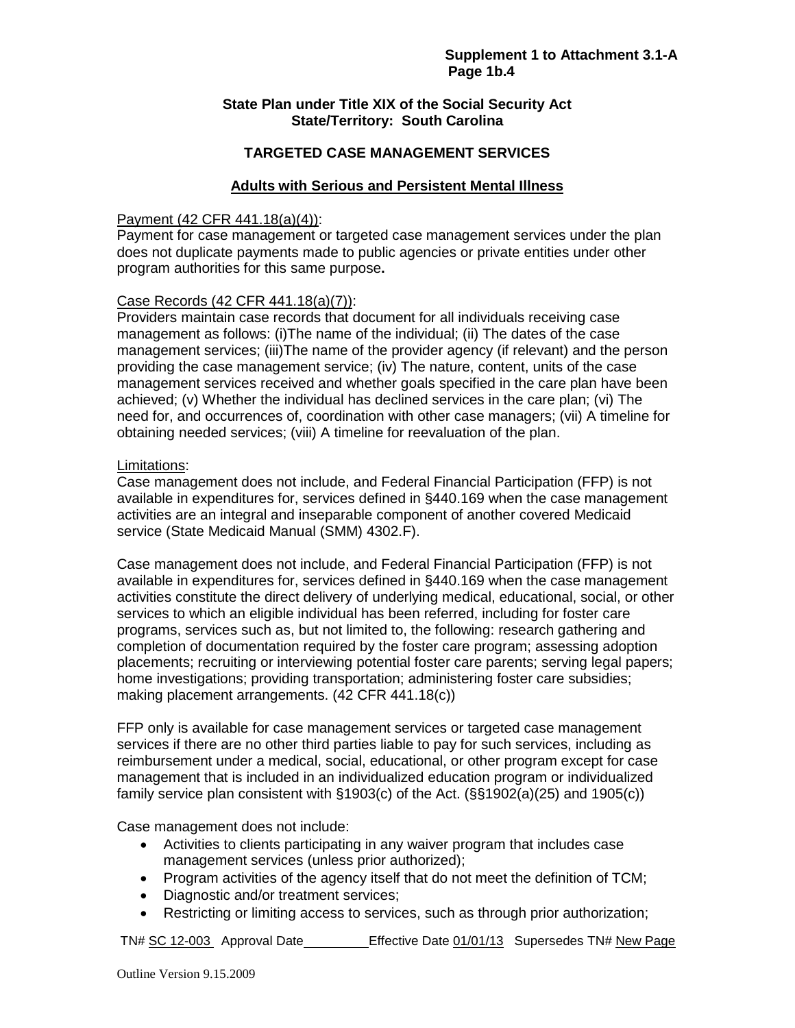**State Plan under Title XIX of the Social Security Act**
**State/Territory: South Carolina**

## TARGETED CASE MANAGEMENT SERVICES

### Adults with Serious and Persistent Mental Illness

Payment (42 CFR 441.18(a)(4)):
Payment for case management or targeted case management services under the plan does not duplicate payments made to public agencies or private entities under other program authorities for this same purpose.

Case Records (42 CFR 441.18(a)(7)):
Providers maintain case records that document for all individuals receiving case management as follows: (i)The name of the individual; (ii) The dates of the case management services; (iii)The name of the provider agency (if relevant) and the person providing the case management service; (iv) The nature, content, units of the case management services received and whether goals specified in the care plan have been achieved; (v) Whether the individual has declined services in the care plan; (vi) The need for, and occurrences of, coordination with other case managers; (vii) A timeline for obtaining needed services; (viii) A timeline for reevaluation of the plan.

Limitations:
Case management does not include, and Federal Financial Participation (FFP) is not available in expenditures for, services defined in §440.169 when the case management activities are an integral and inseparable component of another covered Medicaid service (State Medicaid Manual (SMM) 4302.F).

Case management does not include, and Federal Financial Participation (FFP) is not available in expenditures for, services defined in §440.169 when the case management activities constitute the direct delivery of underlying medical, educational, social, or other services to which an eligible individual has been referred, including for foster care programs, services such as, but not limited to, the following: research gathering and completion of documentation required by the foster care program; assessing adoption placements; recruiting or interviewing potential foster care parents; serving legal papers; home investigations; providing transportation; administering foster care subsidies; making placement arrangements. (42 CFR 441.18(c))

FFP only is available for case management services or targeted case management services if there are no other third parties liable to pay for such services, including as reimbursement under a medical, social, educational, or other program except for case management that is included in an individualized education program or individualized family service plan consistent with §1903(c) of the Act. (§§1902(a)(25) and 1905(c))

Case management does not include:

- Activities to clients participating in any waiver program that includes case management services (unless prior authorized);
- Program activities of the agency itself that do not meet the definition of TCM;
- Diagnostic and/or treatment services;
- Restricting or limiting access to services, such as through prior authorization;

TN# SC 12-003 Approval Date \_\_\_\_\_\_\_\_\_ Effective Date 01/01/13 Supersedes TN# New Page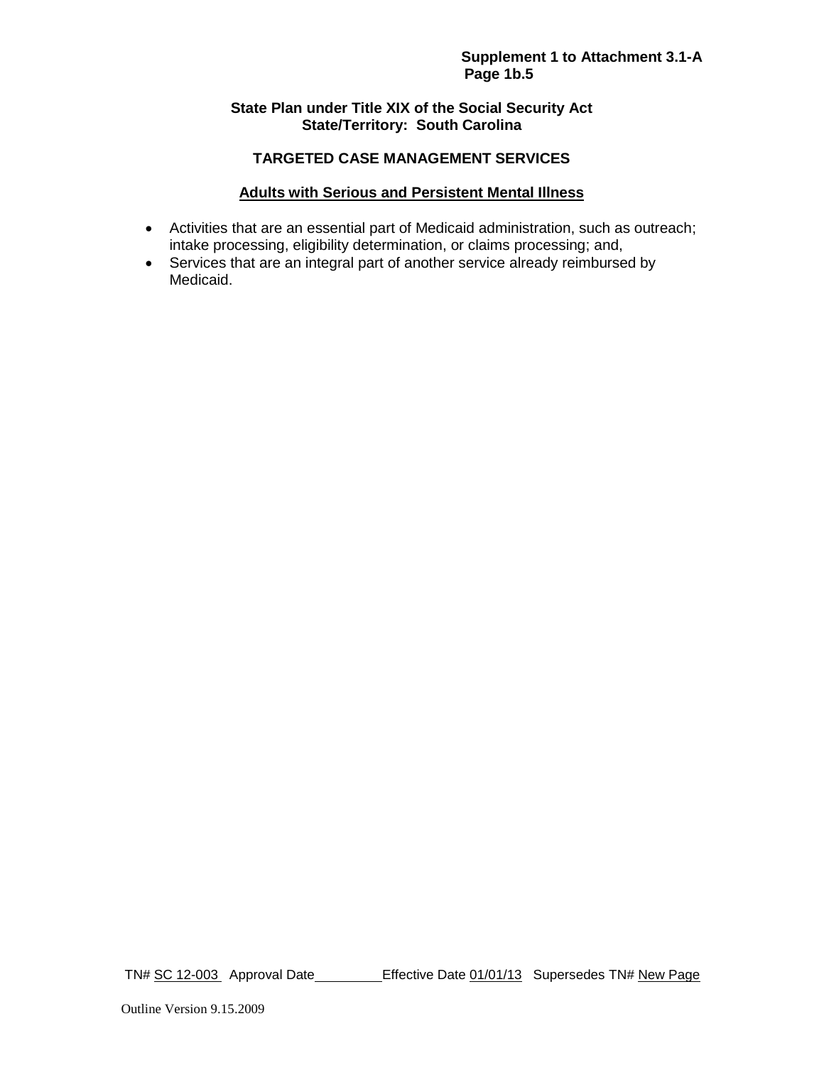**State Plan under Title XIX of the Social Security Act**
**State/Territory: South Carolina**

## TARGETED CASE MANAGEMENT SERVICES

### Adults with Serious and Persistent Mental Illness

- Activities that are an essential part of Medicaid administration, such as outreach; intake processing, eligibility determination, or claims processing; and,
- Services that are an integral part of another service already reimbursed by Medicaid.